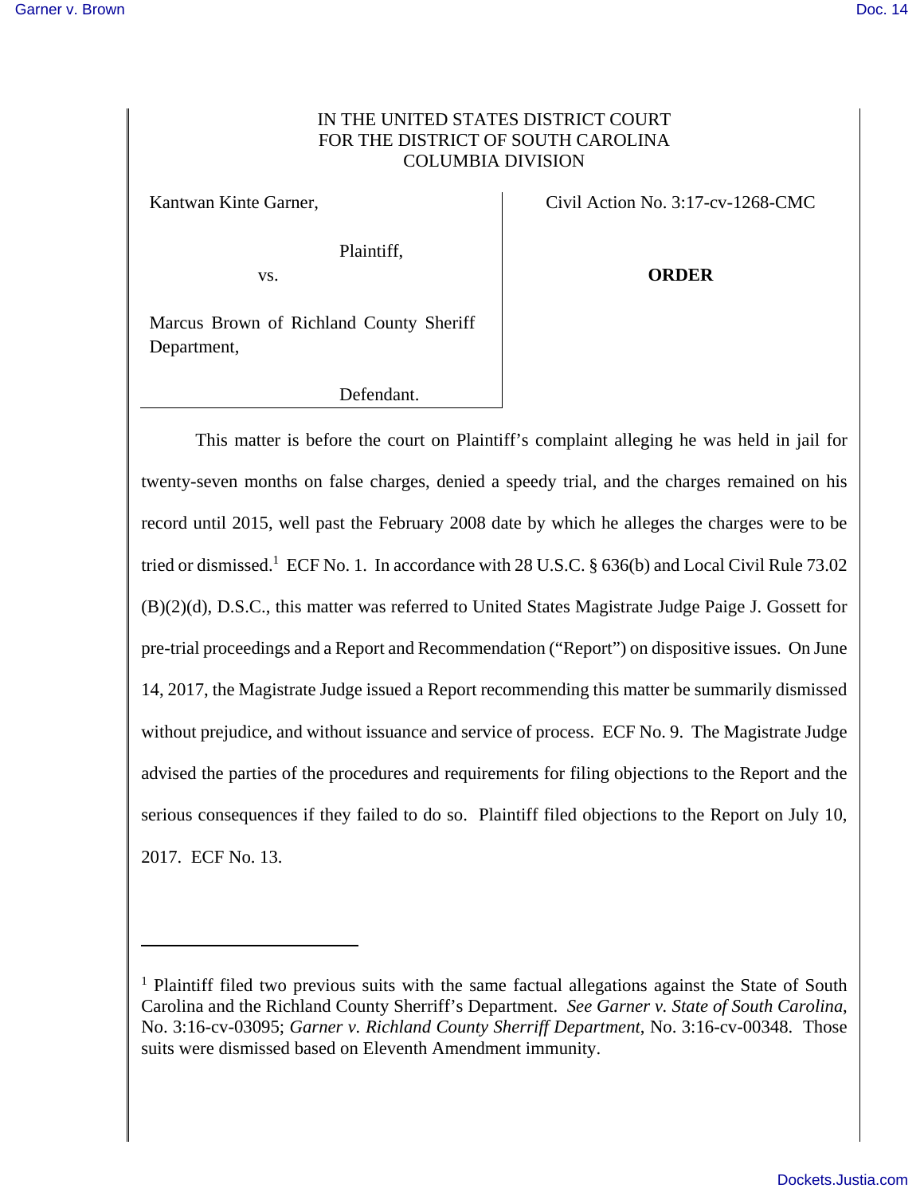IN THE UNITED STATES DISTRICT COURT
FOR THE DISTRICT OF SOUTH CAROLINA
COLUMBIA DIVISION

Kantwan Kinte Garner,

Plaintiff,

vs.

Marcus Brown of Richland County Sheriff Department,

Defendant.

Civil Action No. 3:17-cv-1268-CMC

**ORDER**

This matter is before the court on Plaintiff's complaint alleging he was held in jail for twenty-seven months on false charges, denied a speedy trial, and the charges remained on his record until 2015, well past the February 2008 date by which he alleges the charges were to be tried or dismissed.[1] ECF No. 1. In accordance with 28 U.S.C. § 636(b) and Local Civil Rule 73.02 (B)(2)(d), D.S.C., this matter was referred to United States Magistrate Judge Paige J. Gossett for pre-trial proceedings and a Report and Recommendation ("Report") on dispositive issues. On June 14, 2017, the Magistrate Judge issued a Report recommending this matter be summarily dismissed without prejudice, and without issuance and service of process. ECF No. 9. The Magistrate Judge advised the parties of the procedures and requirements for filing objections to the Report and the serious consequences if they failed to do so. Plaintiff filed objections to the Report on July 10, 2017. ECF No. 13.

---

[1] Plaintiff filed two previous suits with the same factual allegations against the State of South Carolina and the Richland County Sherriff's Department. *See Garner v. State of South Carolina*, No. 3:16-cv-03095; *Garner v. Richland County Sherriff Department*, No. 3:16-cv-00348. Those suits were dismissed based on Eleventh Amendment immunity.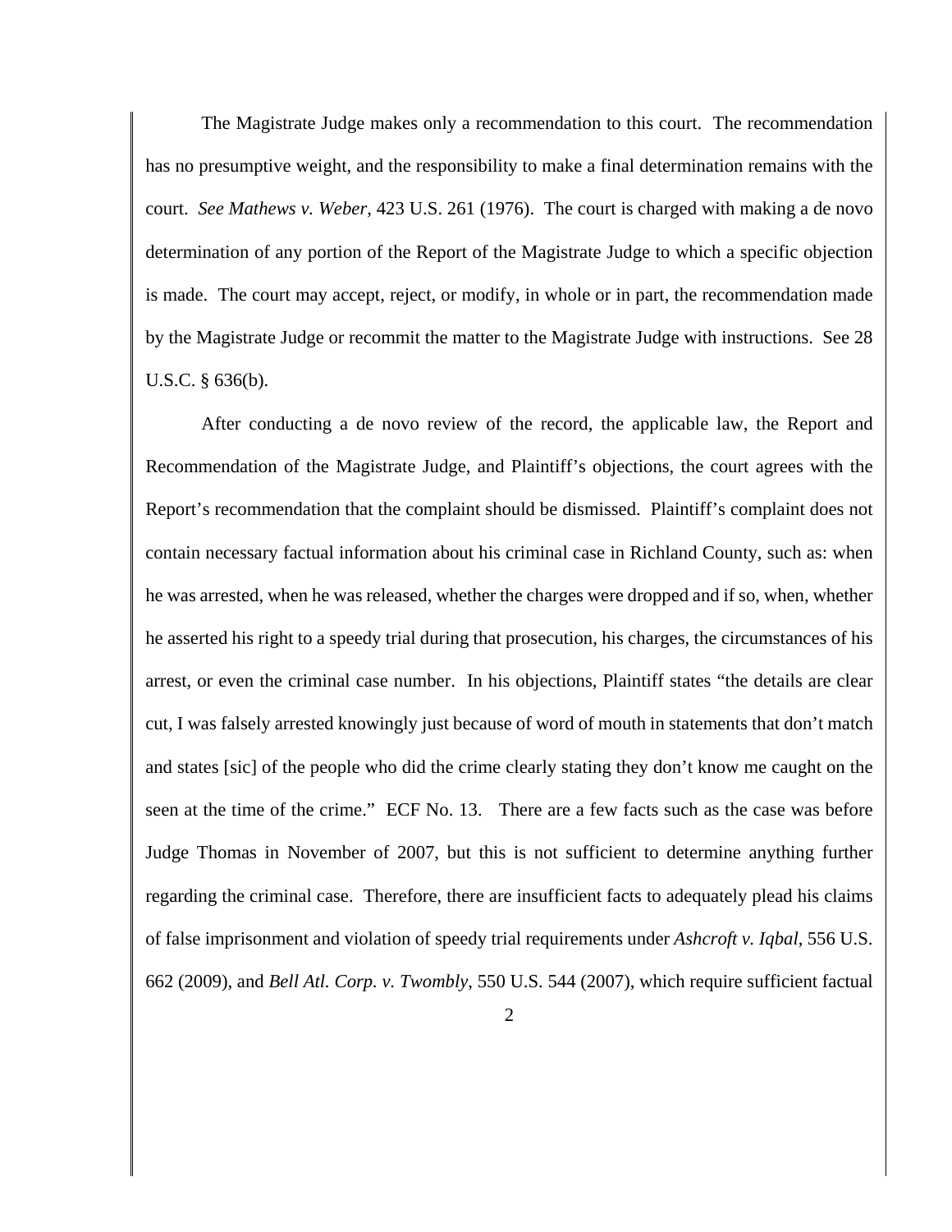The Magistrate Judge makes only a recommendation to this court. The recommendation has no presumptive weight, and the responsibility to make a final determination remains with the court. *See Mathews v. Weber*, 423 U.S. 261 (1976). The court is charged with making a de novo determination of any portion of the Report of the Magistrate Judge to which a specific objection is made. The court may accept, reject, or modify, in whole or in part, the recommendation made by the Magistrate Judge or recommit the matter to the Magistrate Judge with instructions. See 28 U.S.C. § 636(b).

After conducting a de novo review of the record, the applicable law, the Report and Recommendation of the Magistrate Judge, and Plaintiff's objections, the court agrees with the Report's recommendation that the complaint should be dismissed. Plaintiff's complaint does not contain necessary factual information about his criminal case in Richland County, such as: when he was arrested, when he was released, whether the charges were dropped and if so, when, whether he asserted his right to a speedy trial during that prosecution, his charges, the circumstances of his arrest, or even the criminal case number. In his objections, Plaintiff states "the details are clear cut, I was falsely arrested knowingly just because of word of mouth in statements that don't match and states [sic] of the people who did the crime clearly stating they don't know me caught on the seen at the time of the crime." ECF No. 13. There are a few facts such as the case was before Judge Thomas in November of 2007, but this is not sufficient to determine anything further regarding the criminal case. Therefore, there are insufficient facts to adequately plead his claims of false imprisonment and violation of speedy trial requirements under *Ashcroft v. Iqbal*, 556 U.S. 662 (2009), and *Bell Atl. Corp. v. Twombly*, 550 U.S. 544 (2007), which require sufficient factual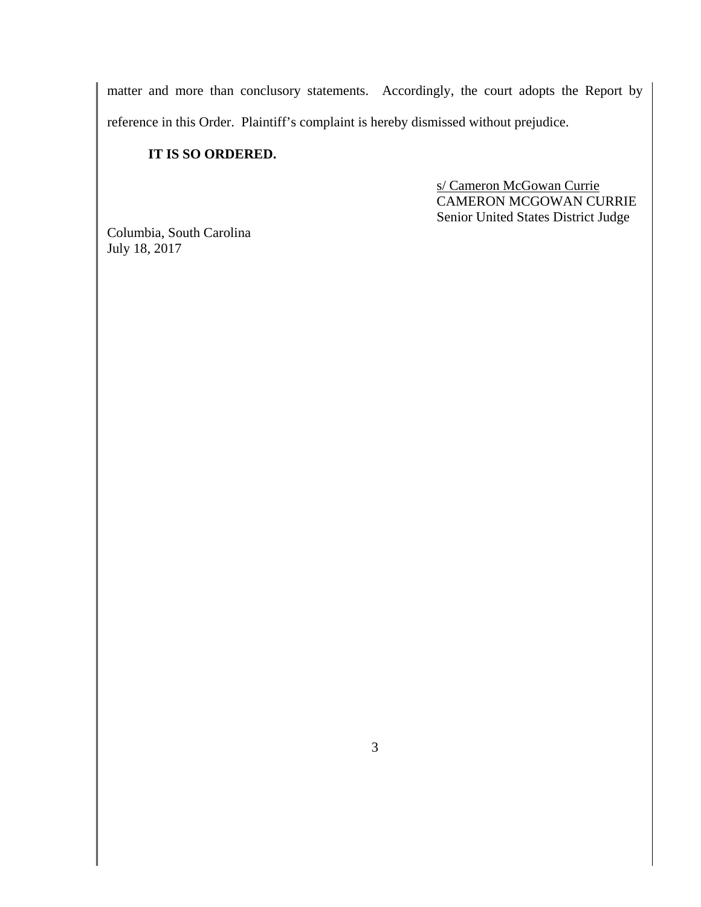matter and more than conclusory statements. Accordingly, the court adopts the Report by reference in this Order. Plaintiff's complaint is hereby dismissed without prejudice.

**IT IS SO ORDERED.**

s/ Cameron McGowan Currie
CAMERON MCGOWAN CURRIE
Senior United States District Judge

Columbia, South Carolina
July 18, 2017